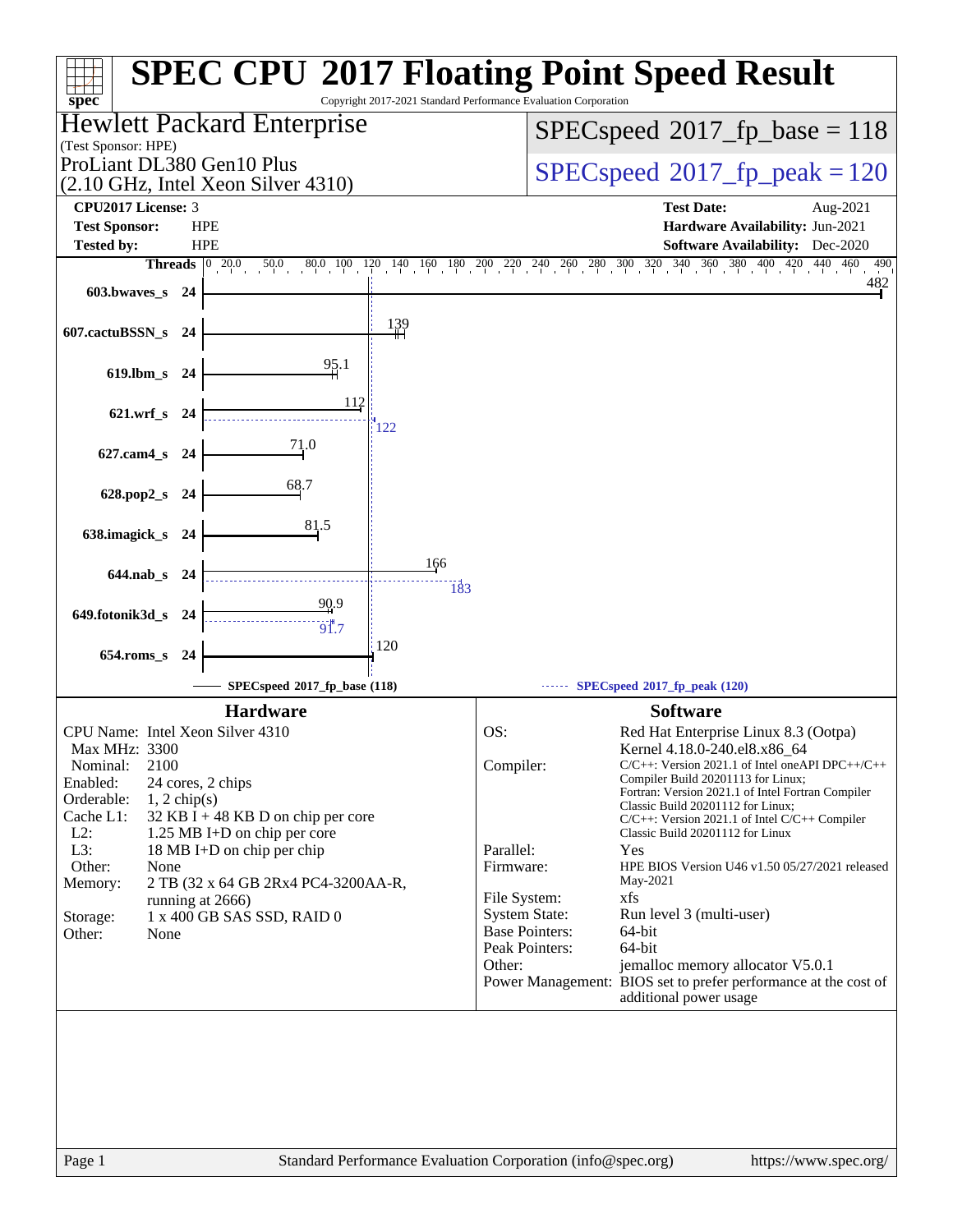# SPEC CPU 2017 Floating Point Speed Result

Copyright 2017-2021 Standard Performance Evaluation Corporation

**Hewlett Packard Enterprise**
(Test Sponsor: HPE)

ProLiant DL380 Gen10 Plus
(2.10 GHz, Intel Xeon Silver 4310)

SPECspeed 2017_fp_base = 118

SPECspeed 2017_fp_peak = 120

| | | | |
|---|---|---|---|
| **CPU2017 License:** | 3 | **Test Date:** | Aug-2021 |
| **Test Sponsor:** | HPE | **Hardware Availability:** | Jun-2021 |
| **Tested by:** | HPE | **Software Availability:** | Dec-2020 |

| Benchmark | Threads | Base | Peak |
|---|---|---|---|
| 603.bwaves_s | 24 | 482 | |
| 607.cactuBSSN_s | 24 | 139 | |
| 619.lbm_s | 24 | 95.1 | |
| 621.wrf_s | 24 | 112 | 122 |
| 627.cam4_s | 24 | 71.0 | |
| 628.pop2_s | 24 | 68.7 | |
| 638.imagick_s | 24 | 81.5 | |
| 644.nab_s | 24 | 166 | 183 |
| 649.fotonik3d_s | 24 | 90.9 | 91.7 |
| 654.roms_s | 24 | 120 | |

SPECspeed 2017_fp_base (118) — SPECspeed 2017_fp_peak (120)

## Hardware

CPU Name: Intel Xeon Silver 4310
Max MHz: 3300
Nominal: 2100
Enabled: 24 cores, 2 chips
Orderable: 1, 2 chip(s)
Cache L1: 32 KB I + 48 KB D on chip per core
L2: 1.25 MB I+D on chip per core
L3: 18 MB I+D on chip per chip
Other: None
Memory: 2 TB (32 x 64 GB 2Rx4 PC4-3200AA-R, running at 2666)
Storage: 1 x 400 GB SAS SSD, RAID 0
Other: None

## Software

OS: Red Hat Enterprise Linux 8.3 (Ootpa)
Kernel 4.18.0-240.el8.x86_64
Compiler: C/C++: Version 2021.1 of Intel oneAPI DPC++/C++ Compiler Build 20201113 for Linux;
Fortran: Version 2021.1 of Intel Fortran Compiler Classic Build 20201112 for Linux;
C/C++: Version 2021.1 of Intel C/C++ Compiler Classic Build 20201112 for Linux
Parallel: Yes
Firmware: HPE BIOS Version U46 v1.50 05/27/2021 released May-2021
File System: xfs
System State: Run level 3 (multi-user)
Base Pointers: 64-bit
Peak Pointers: 64-bit
Other: jemalloc memory allocator V5.0.1
Power Management: BIOS set to prefer performance at the cost of additional power usage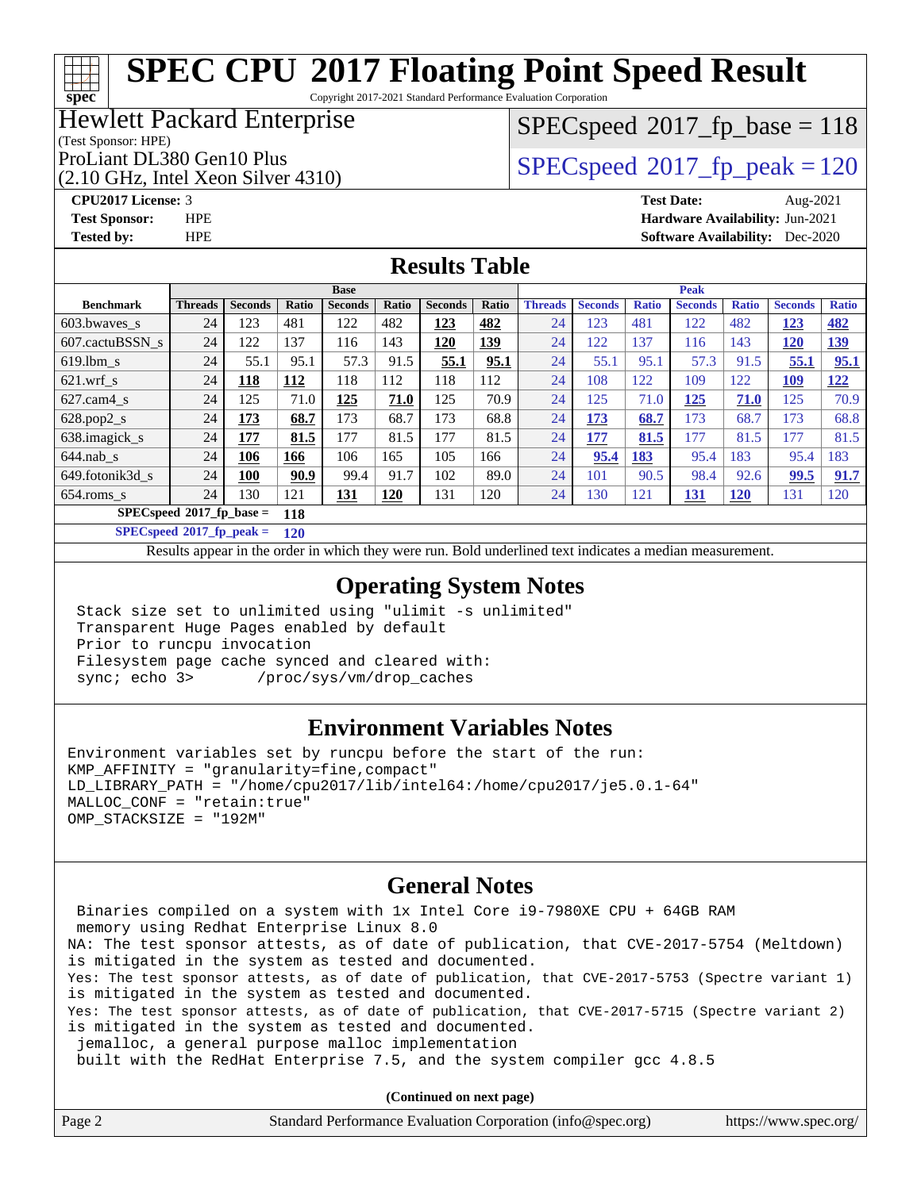# SPEC CPU 2017 Floating Point Speed Result

Copyright 2017-2021 Standard Performance Evaluation Corporation

## Hewlett Packard Enterprise

(Test Sponsor: HPE)

ProLiant DL380 Gen10 Plus
(2.10 GHz, Intel Xeon Silver 4310)

SPECspeed 2017_fp_base = 118

SPECspeed 2017_fp_peak = 120

**CPU2017 License:** 3
**Test Sponsor:** HPE
**Tested by:** HPE

**Test Date:** Aug-2021
**Hardware Availability:** Jun-2021
**Software Availability:** Dec-2020

## Results Table

| Benchmark | Base | | | | | | | Peak | | | | | | |
|---|---|---|---|---|---|---|---|---|---|---|---|---|---|---|
| | Threads | Seconds | Ratio | Seconds | Ratio | Seconds | Ratio | Threads | Seconds | Ratio | Seconds | Ratio | Seconds | Ratio |
| 603.bwaves_s | 24 | 123 | 481 | 122 | 482 | **123** | **482** | 24 | 123 | 481 | 122 | 482 | **123** | **482** |
| 607.cactuBSSN_s | 24 | 122 | 137 | 116 | 143 | **120** | **139** | 24 | 122 | 137 | 116 | 143 | **120** | **139** |
| 619.lbm_s | 24 | 55.1 | 95.1 | 57.3 | 91.5 | **55.1** | **95.1** | 24 | 55.1 | 95.1 | 57.3 | 91.5 | **55.1** | **95.1** |
| 621.wrf_s | 24 | **118** | **112** | 118 | 112 | 118 | 112 | 24 | 108 | 122 | 109 | 122 | **109** | **122** |
| 627.cam4_s | 24 | 125 | 71.0 | **125** | **71.0** | 125 | 70.9 | 24 | 125 | 71.0 | **125** | **71.0** | 125 | 70.9 |
| 628.pop2_s | 24 | **173** | **68.7** | 173 | 68.7 | 173 | 68.8 | 24 | **173** | **68.7** | 173 | 68.7 | 173 | 68.8 |
| 638.imagick_s | 24 | **177** | **81.5** | 177 | 81.5 | 177 | 81.5 | 24 | **177** | **81.5** | 177 | 81.5 | 177 | 81.5 |
| 644.nab_s | 24 | **106** | **166** | 106 | 165 | 105 | 166 | 24 | **95.4** | **183** | 95.4 | 183 | 95.4 | 183 |
| 649.fotonik3d_s | 24 | **100** | **90.9** | 99.4 | 91.7 | 102 | 89.0 | 24 | 101 | 90.5 | 98.4 | 92.6 | **99.5** | **91.7** |
| 654.roms_s | 24 | 130 | 121 | **131** | **120** | 131 | 120 | 24 | 130 | 121 | **131** | **120** | 131 | 120 |

**SPECspeed 2017_fp_base = 118**

**SPECspeed 2017_fp_peak = 120**

Results appear in the order in which they were run. Bold underlined text indicates a median measurement.

## Operating System Notes

```
Stack size set to unlimited using "ulimit -s unlimited"
Transparent Huge Pages enabled by default
Prior to runcpu invocation
Filesystem page cache synced and cleared with:
sync; echo 3>       /proc/sys/vm/drop_caches
```

## Environment Variables Notes

```
Environment variables set by runcpu before the start of the run:
KMP_AFFINITY = "granularity=fine,compact"
LD_LIBRARY_PATH = "/home/cpu2017/lib/intel64:/home/cpu2017/je5.0.1-64"
MALLOC_CONF = "retain:true"
OMP_STACKSIZE = "192M"
```

## General Notes

```
 Binaries compiled on a system with 1x Intel Core i9-7980XE CPU + 64GB RAM
 memory using Redhat Enterprise Linux 8.0
NA: The test sponsor attests, as of date of publication, that CVE-2017-5754 (Meltdown)
is mitigated in the system as tested and documented.
Yes: The test sponsor attests, as of date of publication, that CVE-2017-5753 (Spectre variant 1)
is mitigated in the system as tested and documented.
Yes: The test sponsor attests, as of date of publication, that CVE-2017-5715 (Spectre variant 2)
is mitigated in the system as tested and documented.
 jemalloc, a general purpose malloc implementation
 built with the RedHat Enterprise 7.5, and the system compiler gcc 4.8.5
```

**(Continued on next page)**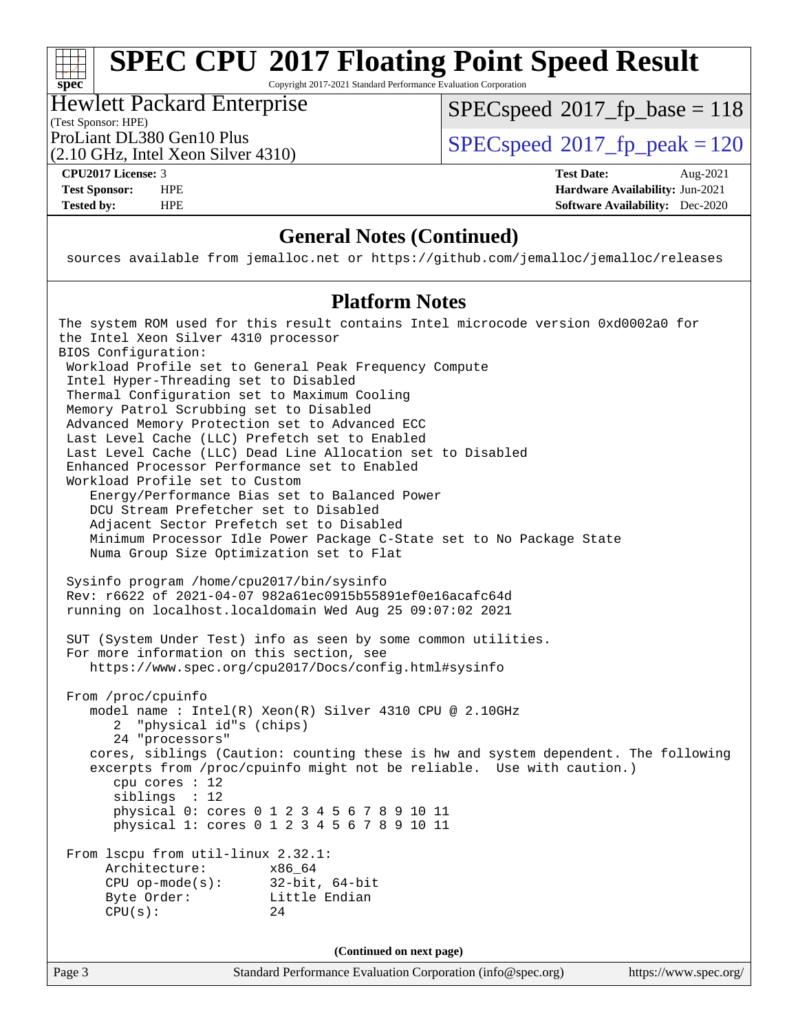## General Notes (Continued)

```
sources available from jemalloc.net or https://github.com/jemalloc/jemalloc/releases
```

## Platform Notes

```
The system ROM used for this result contains Intel microcode version 0xd0002a0 for
the Intel Xeon Silver 4310 processor
BIOS Configuration:
 Workload Profile set to General Peak Frequency Compute
 Intel Hyper-Threading set to Disabled
 Thermal Configuration set to Maximum Cooling
 Memory Patrol Scrubbing set to Disabled
 Advanced Memory Protection set to Advanced ECC
 Last Level Cache (LLC) Prefetch set to Enabled
 Last Level Cache (LLC) Dead Line Allocation set to Disabled
 Enhanced Processor Performance set to Enabled
 Workload Profile set to Custom
    Energy/Performance Bias set to Balanced Power
    DCU Stream Prefetcher set to Disabled
    Adjacent Sector Prefetch set to Disabled
    Minimum Processor Idle Power Package C-State set to No Package State
    Numa Group Size Optimization set to Flat

 Sysinfo program /home/cpu2017/bin/sysinfo
 Rev: r6622 of 2021-04-07 982a61ec0915b55891ef0e16acafc64d
 running on localhost.localdomain Wed Aug 25 09:07:02 2021

 SUT (System Under Test) info as seen by some common utilities.
 For more information on this section, see
    https://www.spec.org/cpu2017/Docs/config.html#sysinfo

 From /proc/cpuinfo
    model name : Intel(R) Xeon(R) Silver 4310 CPU @ 2.10GHz
       2  "physical id"s (chips)
       24 "processors"
    cores, siblings (Caution: counting these is hw and system dependent. The following
    excerpts from /proc/cpuinfo might not be reliable.  Use with caution.)
       cpu cores : 12
       siblings  : 12
       physical 0: cores 0 1 2 3 4 5 6 7 8 9 10 11
       physical 1: cores 0 1 2 3 4 5 6 7 8 9 10 11

 From lscpu from util-linux 2.32.1:
      Architecture:        x86_64
      CPU op-mode(s):      32-bit, 64-bit
      Byte Order:          Little Endian
      CPU(s):              24
```

(Continued on next page)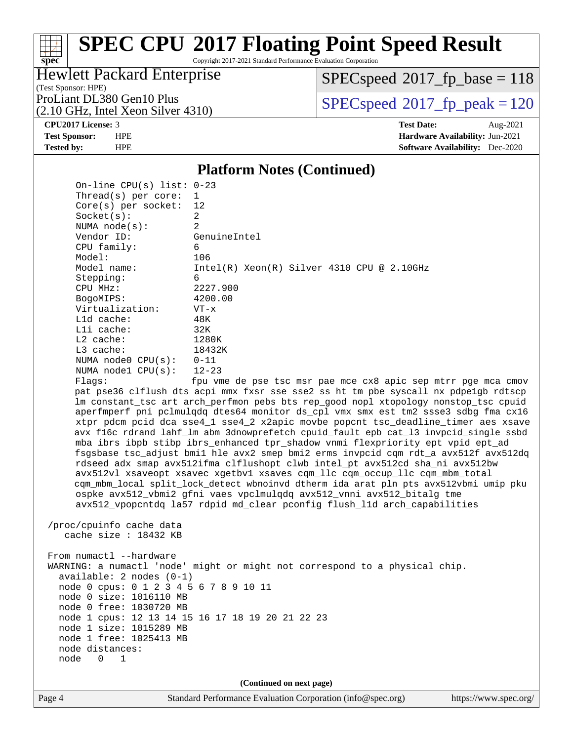## Platform Notes (Continued)

```
  On-line CPU(s) list: 0-23
  Thread(s) per core:  1
  Core(s) per socket:  12
  Socket(s):           2
  NUMA node(s):        2
  Vendor ID:           GenuineIntel
  CPU family:          6
  Model:               106
  Model name:          Intel(R) Xeon(R) Silver 4310 CPU @ 2.10GHz
  Stepping:            6
  CPU MHz:             2227.900
  BogoMIPS:            4200.00
  Virtualization:      VT-x
  L1d cache:           48K
  L1i cache:           32K
  L2 cache:            1280K
  L3 cache:            18432K
  NUMA node0 CPU(s):   0-11
  NUMA node1 CPU(s):   12-23
  Flags:               fpu vme de pse tsc msr pae mce cx8 apic sep mtrr pge mca cmov
  pat pse36 clflush dts acpi mmx fxsr sse sse2 ss ht tm pbe syscall nx pdpe1gb rdtscp
  lm constant_tsc art arch_perfmon pebs bts rep_good nopl xtopology nonstop_tsc cpuid
  aperfmperf pni pclmulqdq dtes64 monitor ds_cpl vmx smx est tm2 ssse3 sdbg fma cx16
  xtpr pdcm pcid dca sse4_1 sse4_2 x2apic movbe popcnt tsc_deadline_timer aes xsave
  avx f16c rdrand lahf_lm abm 3dnowprefetch cpuid_fault epb cat_l3 invpcid_single ssbd
  mba ibrs ibpb stibp ibrs_enhanced tpr_shadow vnmi flexpriority ept vpid ept_ad
  fsgsbase tsc_adjust bmi1 hle avx2 smep bmi2 erms invpcid cqm rdt_a avx512f avx512dq
  rdseed adx smap avx512ifma clflushopt clwb intel_pt avx512cd sha_ni avx512bw
  avx512vl xsaveopt xsavec xgetbv1 xsaves cqm_llc cqm_occup_llc cqm_mbm_total
  cqm_mbm_local split_lock_detect wbnoinvd dtherm ida arat pln pts avx512vbmi umip pku
  ospke avx512_vbmi2 gfni vaes vpclmulqdq avx512_vnni avx512_bitalg tme
  avx512_vpopcntdq la57 rdpid md_clear pconfig flush_l1d arch_capabilities

/proc/cpuinfo cache data
   cache size : 18432 KB

From numactl --hardware
WARNING: a numactl 'node' might or might not correspond to a physical chip.
  available: 2 nodes (0-1)
  node 0 cpus: 0 1 2 3 4 5 6 7 8 9 10 11
  node 0 size: 1016110 MB
  node 0 free: 1030720 MB
  node 1 cpus: 12 13 14 15 16 17 18 19 20 21 22 23
  node 1 size: 1015289 MB
  node 1 free: 1025413 MB
  node distances:
  node   0   1
```

(Continued on next page)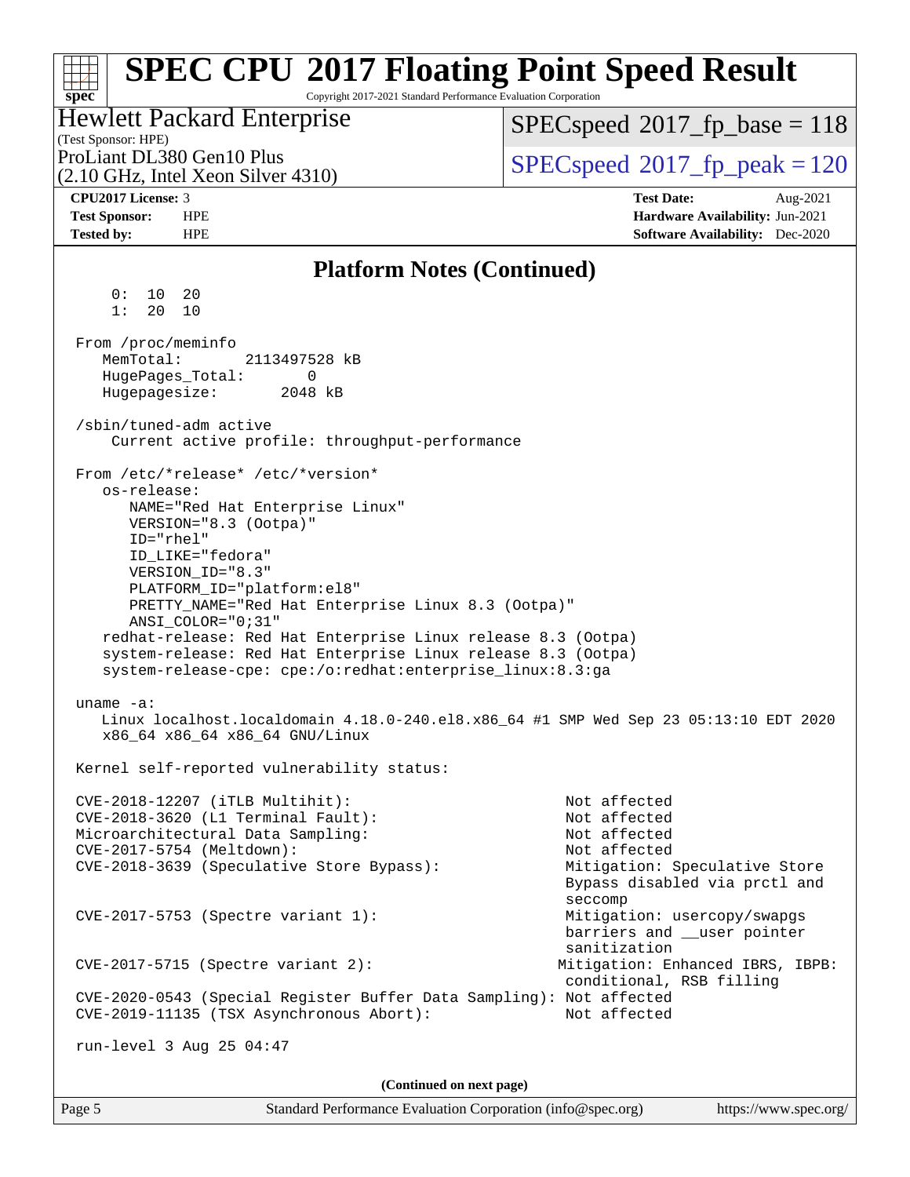# SPEC CPU 2017 Floating Point Speed Result

Copyright 2017-2021 Standard Performance Evaluation Corporation

**Hewlett Packard Enterprise**
(Test Sponsor: HPE)
ProLiant DL380 Gen10 Plus
(2.10 GHz, Intel Xeon Silver 4310)

SPECspeed 2017_fp_base = 118
SPECspeed 2017_fp_peak = 120

| | | | |
|---|---|---|---|
| **CPU2017 License:** | 3 | **Test Date:** | Aug-2021 |
| **Test Sponsor:** | HPE | **Hardware Availability:** | Jun-2021 |
| **Tested by:** | HPE | **Software Availability:** | Dec-2020 |

## Platform Notes (Continued)

```
      0:  10  20
      1:  20  10

  From /proc/meminfo
     MemTotal:       2113497528 kB
     HugePages_Total:       0
     Hugepagesize:       2048 kB

  /sbin/tuned-adm active
      Current active profile: throughput-performance

  From /etc/*release* /etc/*version*
     os-release:
        NAME="Red Hat Enterprise Linux"
        VERSION="8.3 (Ootpa)"
        ID="rhel"
        ID_LIKE="fedora"
        VERSION_ID="8.3"
        PLATFORM_ID="platform:el8"
        PRETTY_NAME="Red Hat Enterprise Linux 8.3 (Ootpa)"
        ANSI_COLOR="0;31"
     redhat-release: Red Hat Enterprise Linux release 8.3 (Ootpa)
     system-release: Red Hat Enterprise Linux release 8.3 (Ootpa)
     system-release-cpe: cpe:/o:redhat:enterprise_linux:8.3:ga

  uname -a:
     Linux localhost.localdomain 4.18.0-240.el8.x86_64 #1 SMP Wed Sep 23 05:13:10 EDT 2020
     x86_64 x86_64 x86_64 GNU/Linux

  Kernel self-reported vulnerability status:

  CVE-2018-12207 (iTLB Multihit):                           Not affected
  CVE-2018-3620 (L1 Terminal Fault):                        Not affected
  Microarchitectural Data Sampling:                         Not affected
  CVE-2017-5754 (Meltdown):                                 Not affected
  CVE-2018-3639 (Speculative Store Bypass):                 Mitigation: Speculative Store
                                                            Bypass disabled via prctl and
                                                            seccomp
  CVE-2017-5753 (Spectre variant 1):                        Mitigation: usercopy/swapgs
                                                            barriers and __user pointer
                                                            sanitization
  CVE-2017-5715 (Spectre variant 2):                       Mitigation: Enhanced IBRS, IBPB:
                                                            conditional, RSB filling
  CVE-2020-0543 (Special Register Buffer Data Sampling): Not affected
  CVE-2019-11135 (TSX Asynchronous Abort):                  Not affected

  run-level 3 Aug 25 04:47
```

**(Continued on next page)**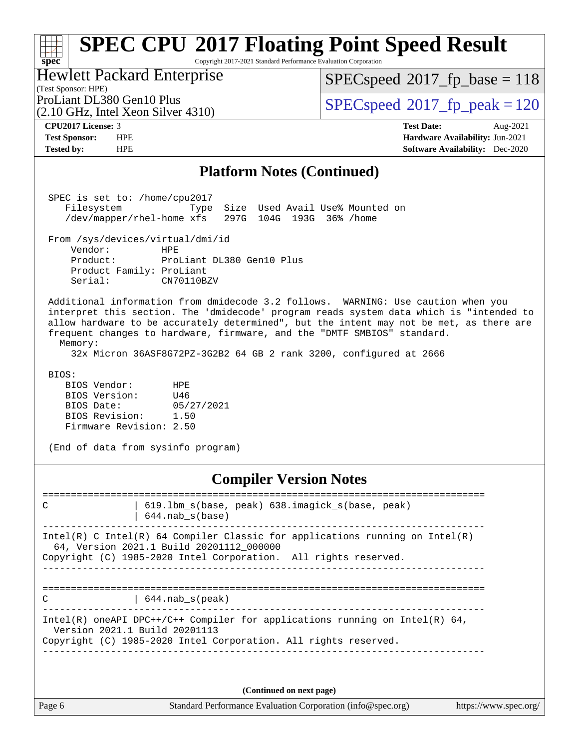## Platform Notes (Continued)

```
SPEC is set to: /home/cpu2017
   Filesystem             Type  Size  Used Avail Use% Mounted on
   /dev/mapper/rhel-home xfs   297G  104G  193G  36% /home

From /sys/devices/virtual/dmi/id
    Vendor:         HPE
    Product:        ProLiant DL380 Gen10 Plus
    Product Family: ProLiant
    Serial:         CN70110BZV

Additional information from dmidecode 3.2 follows.  WARNING: Use caution when you
interpret this section. The 'dmidecode' program reads system data which is "intended to
allow hardware to be accurately determined", but the intent may not be met, as there are
frequent changes to hardware, firmware, and the "DMTF SMBIOS" standard.
  Memory:
    32x Micron 36ASF8G72PZ-3G2B2 64 GB 2 rank 3200, configured at 2666

BIOS:
   BIOS Vendor:       HPE
   BIOS Version:      U46
   BIOS Date:         05/27/2021
   BIOS Revision:     1.50
   Firmware Revision: 2.50

(End of data from sysinfo program)
```

## Compiler Version Notes

```
==============================================================================
C               | 619.lbm_s(base, peak) 638.imagick_s(base, peak)
                | 644.nab_s(base)
------------------------------------------------------------------------------
Intel(R) C Intel(R) 64 Compiler Classic for applications running on Intel(R)
  64, Version 2021.1 Build 20201112_000000
Copyright (C) 1985-2020 Intel Corporation.  All rights reserved.
------------------------------------------------------------------------------

==============================================================================
C               | 644.nab_s(peak)
------------------------------------------------------------------------------
Intel(R) oneAPI DPC++/C++ Compiler for applications running on Intel(R) 64,
  Version 2021.1 Build 20201113
Copyright (C) 1985-2020 Intel Corporation. All rights reserved.
------------------------------------------------------------------------------
```

(Continued on next page)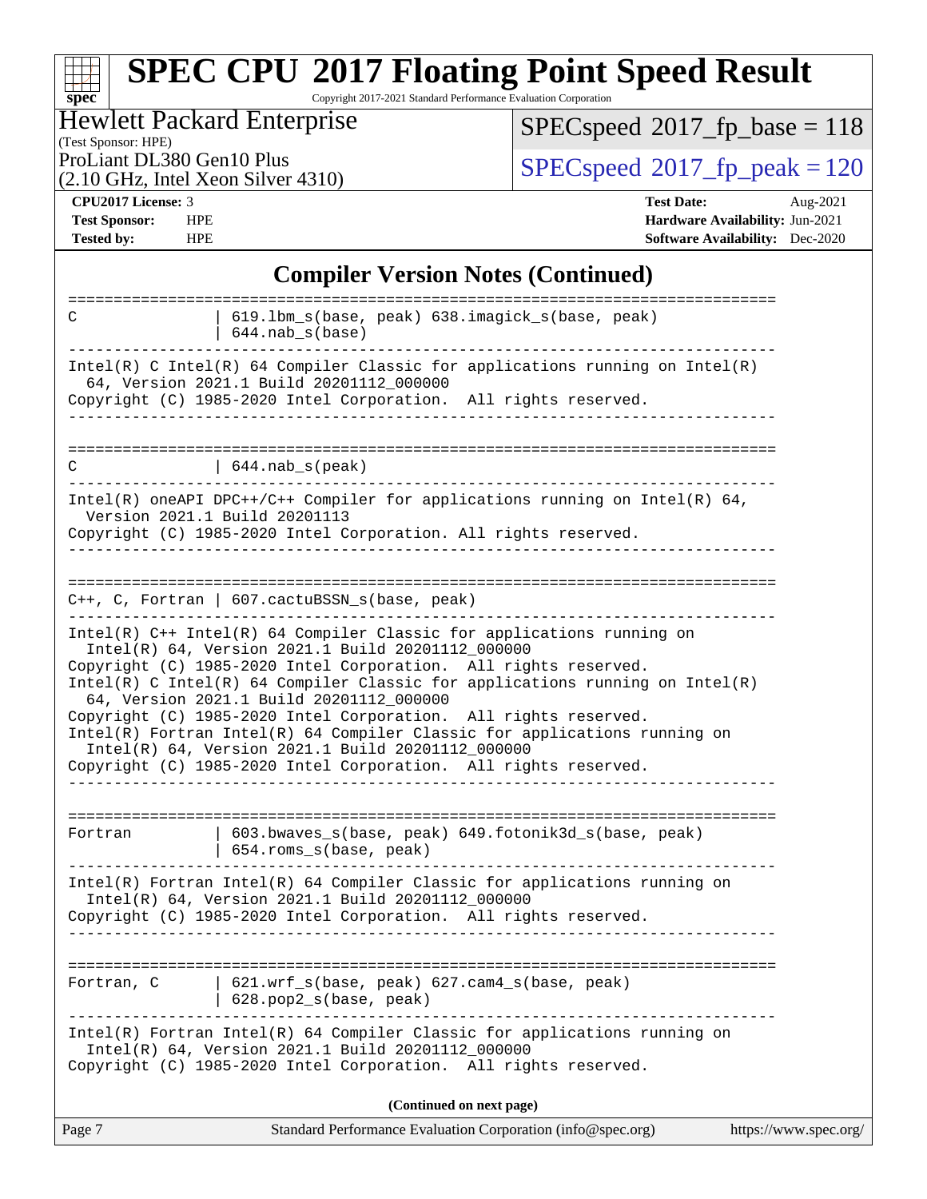## Compiler Version Notes (Continued)

```
==============================================================================
C               | 619.lbm_s(base, peak) 638.imagick_s(base, peak)
                | 644.nab_s(base)
------------------------------------------------------------------------------
Intel(R) C Intel(R) 64 Compiler Classic for applications running on Intel(R)
  64, Version 2021.1 Build 20201112_000000
Copyright (C) 1985-2020 Intel Corporation.  All rights reserved.
------------------------------------------------------------------------------

==============================================================================
C               | 644.nab_s(peak)
------------------------------------------------------------------------------
Intel(R) oneAPI DPC++/C++ Compiler for applications running on Intel(R) 64,
  Version 2021.1 Build 20201113
Copyright (C) 1985-2020 Intel Corporation. All rights reserved.
------------------------------------------------------------------------------

==============================================================================
C++, C, Fortran | 607.cactuBSSN_s(base, peak)
------------------------------------------------------------------------------
Intel(R) C++ Intel(R) 64 Compiler Classic for applications running on
  Intel(R) 64, Version 2021.1 Build 20201112_000000
Copyright (C) 1985-2020 Intel Corporation.  All rights reserved.
Intel(R) C Intel(R) 64 Compiler Classic for applications running on Intel(R)
  64, Version 2021.1 Build 20201112_000000
Copyright (C) 1985-2020 Intel Corporation.  All rights reserved.
Intel(R) Fortran Intel(R) 64 Compiler Classic for applications running on
  Intel(R) 64, Version 2021.1 Build 20201112_000000
Copyright (C) 1985-2020 Intel Corporation.  All rights reserved.
------------------------------------------------------------------------------

==============================================================================
Fortran         | 603.bwaves_s(base, peak) 649.fotonik3d_s(base, peak)
                | 654.roms_s(base, peak)
------------------------------------------------------------------------------
Intel(R) Fortran Intel(R) 64 Compiler Classic for applications running on
  Intel(R) 64, Version 2021.1 Build 20201112_000000
Copyright (C) 1985-2020 Intel Corporation.  All rights reserved.
------------------------------------------------------------------------------

==============================================================================
Fortran, C      | 621.wrf_s(base, peak) 627.cam4_s(base, peak)
                | 628.pop2_s(base, peak)
------------------------------------------------------------------------------
Intel(R) Fortran Intel(R) 64 Compiler Classic for applications running on
  Intel(R) 64, Version 2021.1 Build 20201112_000000
Copyright (C) 1985-2020 Intel Corporation.  All rights reserved.
```

**(Continued on next page)**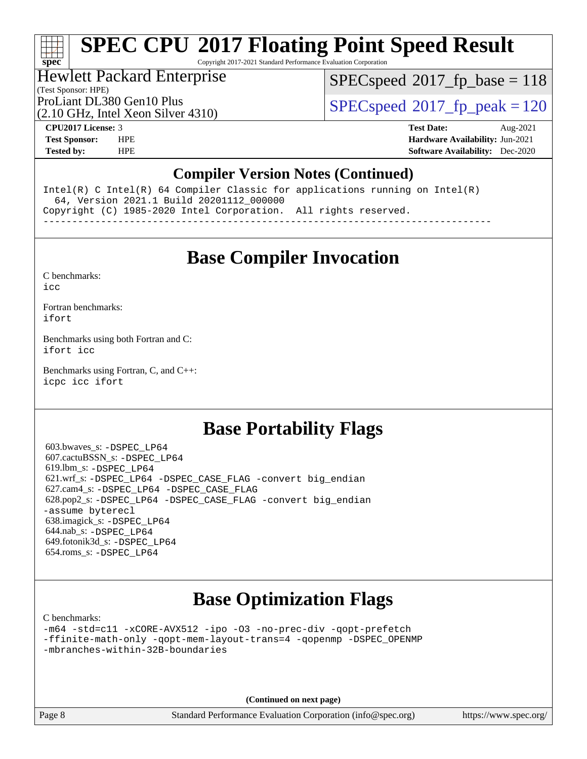## Compiler Version Notes (Continued)

```
Intel(R) C Intel(R) 64 Compiler Classic for applications running on Intel(R)
  64, Version 2021.1 Build 20201112_000000
Copyright (C) 1985-2020 Intel Corporation.  All rights reserved.
------------------------------------------------------------------------------
```

## Base Compiler Invocation

C benchmarks:
`icc`

Fortran benchmarks:
`ifort`

Benchmarks using both Fortran and C:
`ifort icc`

Benchmarks using Fortran, C, and C++:
`icpc icc ifort`

## Base Portability Flags

603.bwaves_s: `-DSPEC_LP64`
607.cactuBSSN_s: `-DSPEC_LP64`
619.lbm_s: `-DSPEC_LP64`
621.wrf_s: `-DSPEC_LP64 -DSPEC_CASE_FLAG -convert big_endian`
627.cam4_s: `-DSPEC_LP64 -DSPEC_CASE_FLAG`
628.pop2_s: `-DSPEC_LP64 -DSPEC_CASE_FLAG -convert big_endian -assume byterecl`
638.imagick_s: `-DSPEC_LP64`
644.nab_s: `-DSPEC_LP64`
649.fotonik3d_s: `-DSPEC_LP64`
654.roms_s: `-DSPEC_LP64`

## Base Optimization Flags

C benchmarks:
`-m64 -std=c11 -xCORE-AVX512 -ipo -O3 -no-prec-div -qopt-prefetch -ffinite-math-only -qopt-mem-layout-trans=4 -qopenmp -DSPEC_OPENMP -mbranches-within-32B-boundaries`

**(Continued on next page)**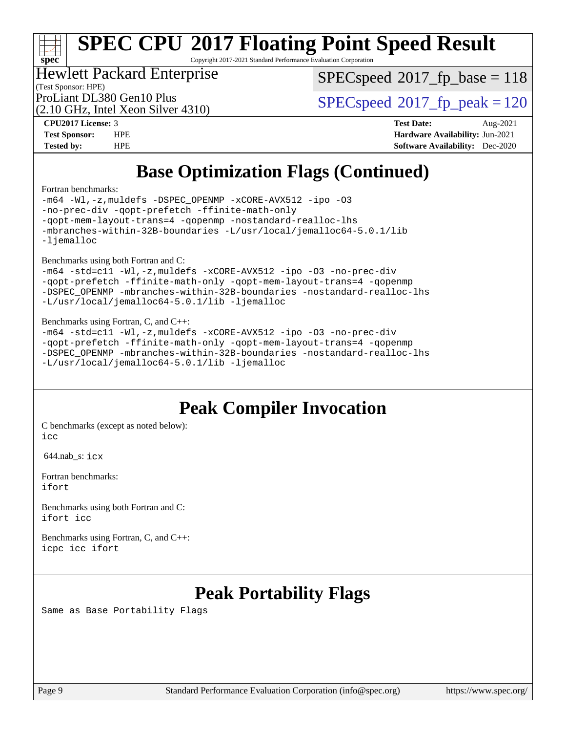# Base Optimization Flags (Continued)

Fortran benchmarks:

```
-m64 -Wl,-z,muldefs -DSPEC_OPENMP -xCORE-AVX512 -ipo -O3
-no-prec-div -qopt-prefetch -ffinite-math-only
-qopt-mem-layout-trans=4 -qopenmp -nostandard-realloc-lhs
-mbranches-within-32B-boundaries -L/usr/local/jemalloc64-5.0.1/lib
-ljemalloc
```

Benchmarks using both Fortran and C:

```
-m64 -std=c11 -Wl,-z,muldefs -xCORE-AVX512 -ipo -O3 -no-prec-div
-qopt-prefetch -ffinite-math-only -qopt-mem-layout-trans=4 -qopenmp
-DSPEC_OPENMP -mbranches-within-32B-boundaries -nostandard-realloc-lhs
-L/usr/local/jemalloc64-5.0.1/lib -ljemalloc
```

Benchmarks using Fortran, C, and C++:

```
-m64 -std=c11 -Wl,-z,muldefs -xCORE-AVX512 -ipo -O3 -no-prec-div
-qopt-prefetch -ffinite-math-only -qopt-mem-layout-trans=4 -qopenmp
-DSPEC_OPENMP -mbranches-within-32B-boundaries -nostandard-realloc-lhs
-L/usr/local/jemalloc64-5.0.1/lib -ljemalloc
```

# Peak Compiler Invocation

C benchmarks (except as noted below):
`icc`

644.nab_s: `icx`

Fortran benchmarks:
`ifort`

Benchmarks using both Fortran and C:
`ifort icc`

Benchmarks using Fortran, C, and C++:
`icpc icc ifort`

# Peak Portability Flags

Same as Base Portability Flags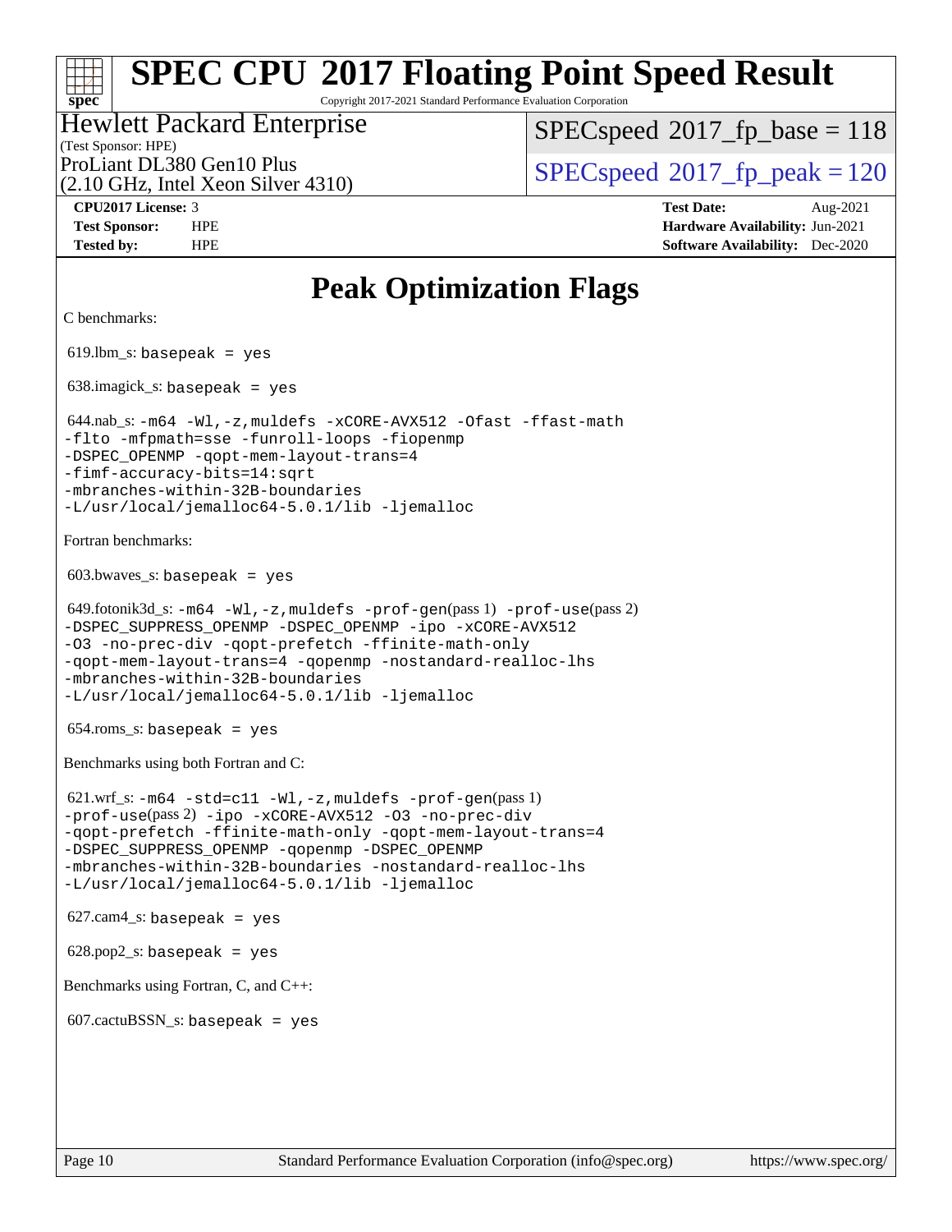# Peak Optimization Flags

C benchmarks:

619.lbm_s: `basepeak = yes`

638.imagick_s: `basepeak = yes`

644.nab_s: `-m64 -Wl,-z,muldefs -xCORE-AVX512 -Ofast -ffast-math -flto -mfpmath=sse -funroll-loops -fiopenmp -DSPEC_OPENMP -qopt-mem-layout-trans=4 -fimf-accuracy-bits=14:sqrt -mbranches-within-32B-boundaries -L/usr/local/jemalloc64-5.0.1/lib -ljemalloc`

Fortran benchmarks:

603.bwaves_s: `basepeak = yes`

649.fotonik3d_s: `-m64 -Wl,-z,muldefs -prof-gen`(pass 1) `-prof-use`(pass 2) `-DSPEC_SUPPRESS_OPENMP -DSPEC_OPENMP -ipo -xCORE-AVX512 -O3 -no-prec-div -qopt-prefetch -ffinite-math-only -qopt-mem-layout-trans=4 -qopenmp -nostandard-realloc-lhs -mbranches-within-32B-boundaries -L/usr/local/jemalloc64-5.0.1/lib -ljemalloc`

654.roms_s: `basepeak = yes`

Benchmarks using both Fortran and C:

621.wrf_s: `-m64 -std=c11 -Wl,-z,muldefs -prof-gen`(pass 1) `-prof-use`(pass 2) `-ipo -xCORE-AVX512 -O3 -no-prec-div -qopt-prefetch -ffinite-math-only -qopt-mem-layout-trans=4 -DSPEC_SUPPRESS_OPENMP -qopenmp -DSPEC_OPENMP -mbranches-within-32B-boundaries -nostandard-realloc-lhs -L/usr/local/jemalloc64-5.0.1/lib -ljemalloc`

627.cam4_s: `basepeak = yes`

628.pop2_s: `basepeak = yes`

Benchmarks using Fortran, C, and C++:

607.cactuBSSN_s: `basepeak = yes`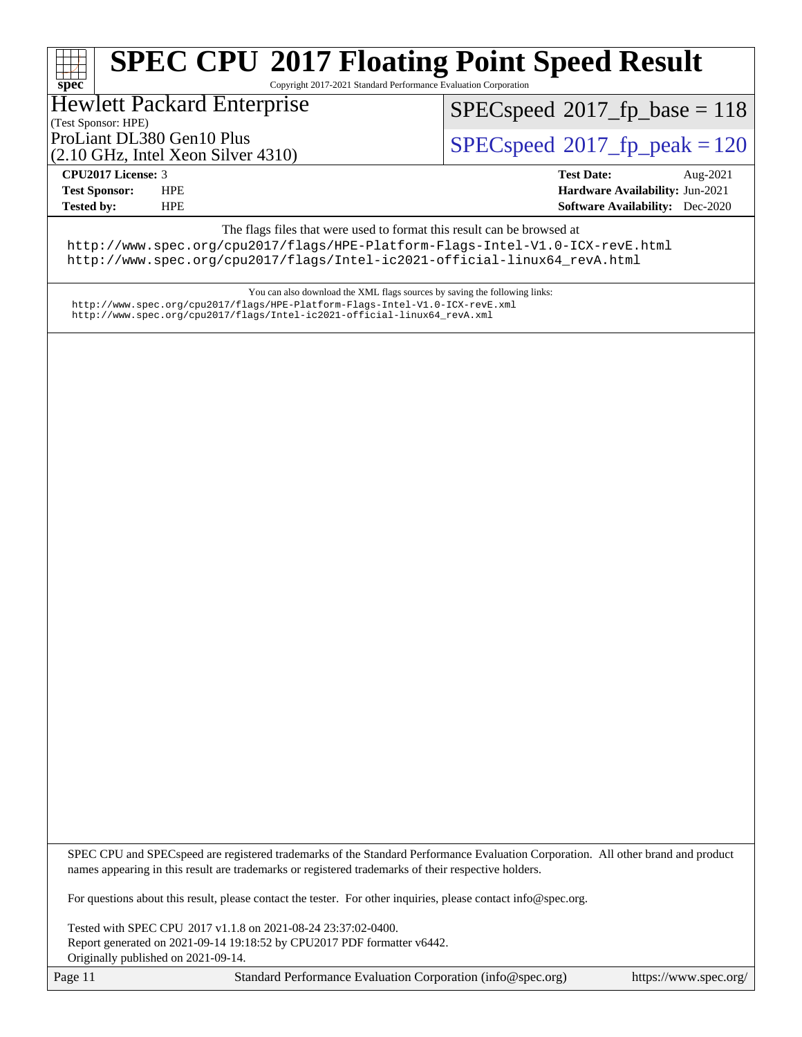The flags files that were used to format this result can be browsed at
http://www.spec.org/cpu2017/flags/HPE-Platform-Flags-Intel-V1.0-ICX-revE.html
http://www.spec.org/cpu2017/flags/Intel-ic2021-official-linux64_revA.html

You can also download the XML flags sources by saving the following links:
http://www.spec.org/cpu2017/flags/HPE-Platform-Flags-Intel-V1.0-ICX-revE.xml
http://www.spec.org/cpu2017/flags/Intel-ic2021-official-linux64_revA.xml

SPEC CPU and SPECspeed are registered trademarks of the Standard Performance Evaluation Corporation. All other brand and product names appearing in this result are trademarks or registered trademarks of their respective holders.

For questions about this result, please contact the tester. For other inquiries, please contact info@spec.org.

Tested with SPEC CPU 2017 v1.1.8 on 2021-08-24 23:37:02-0400.
Report generated on 2021-09-14 19:18:52 by CPU2017 PDF formatter v6442.
Originally published on 2021-09-14.